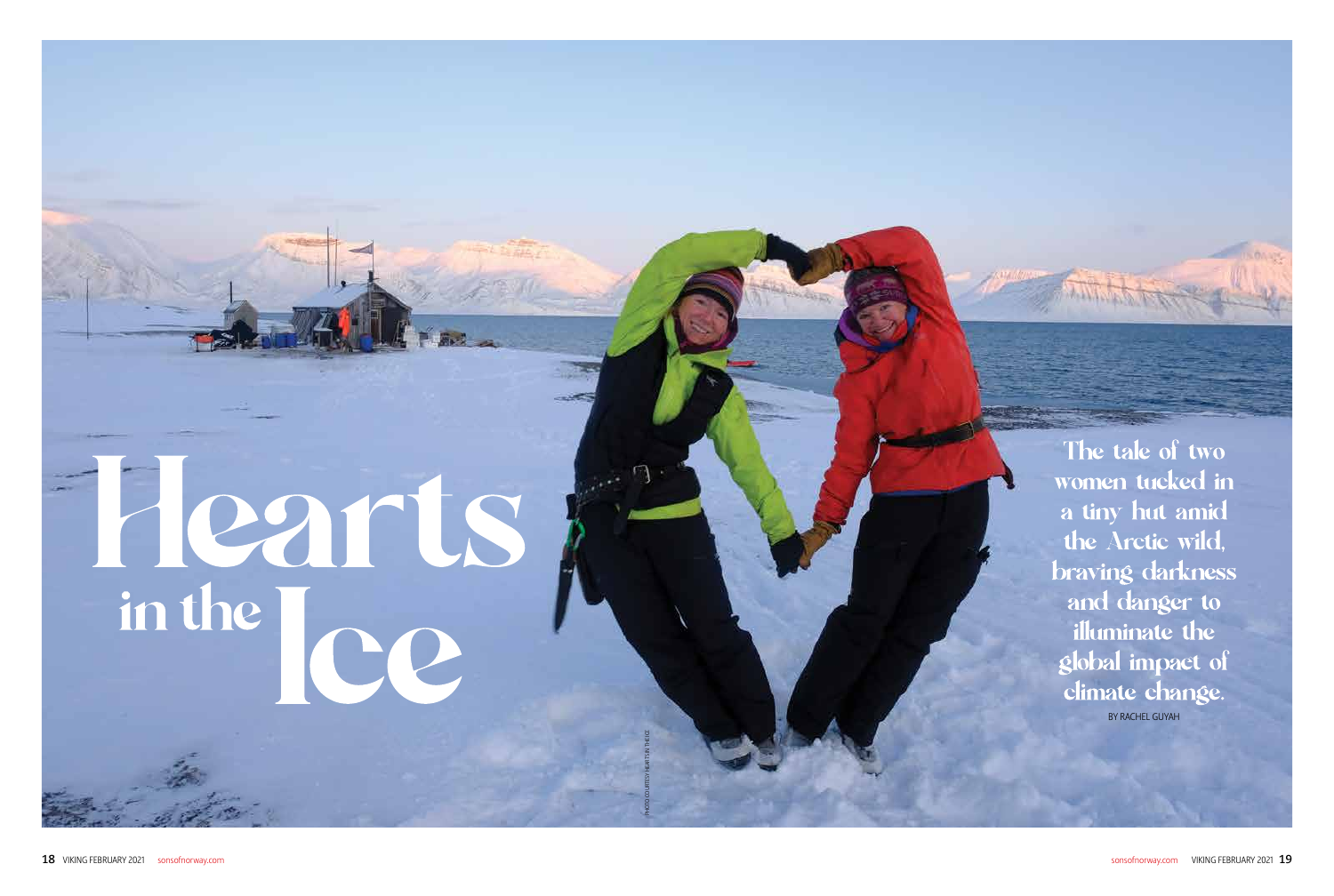# Hearts in the Ice

The tale of two women tucked in a tiny hut amid the Arctic wild, braving darkness and danger to illuminate the global impact of climate change.

BY RACHEL GUYAH

PHOTO COURTESY HEARTS IN THE ICE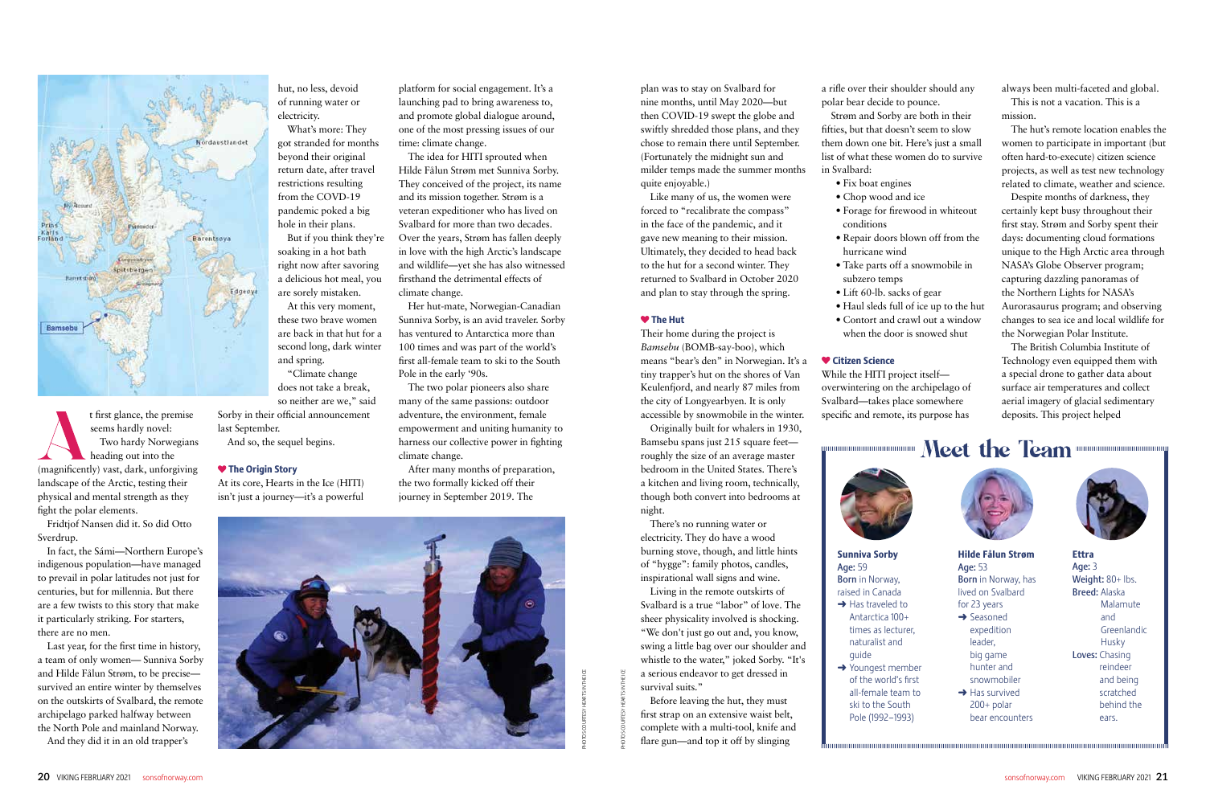At first glance, the premise seems hardly novel: Two hardy Norwegians heading out into the (magnificently) vast, dark, unforgiving landscape of the Arctic, testing their physical and mental strength as they fight the polar elements.

Fridtjof Nansen did it. So did Otto Sverdrup.

In fact, the Sámi—Northern Europe's indigenous population—have managed to prevail in polar latitudes not just for centuries, but for millennia. But there are a few twists to this story that make it particularly striking. For starters, there are no men.

Last year, for the first time in history, a team of only women— Sunniva Sorby and Hilde Fălun Strøm, to be precise—survived an entire winter by themselves on the outskirts of Svalbard, the remote archipelago parked halfway between the North Pole and mainland Norway.

And they did it in an old trapper's hut, no less, devoid of running water or electricity.

What's more: They got stranded for months beyond their original return date, after travel restrictions resulting from the COVD-19 pandemic poked a big hole in their plans.

But if you think they're soaking in a hot bath right now after savoring a delicious hot meal, you are sorely mistaken.

At this very moment, these two brave women are back in that hut for a second long, dark winter and spring.

"Climate change does not take a break, so neither are we," said Sorby in their official announcement last September.

And so, the sequel begins.

### ♥ The Origin Story

At its core, Hearts in the Ice (HITI) isn't just a journey—it's a powerful platform for social engagement. It's a launching pad to bring awareness to, and promote global dialogue around, one of the most pressing issues of our time: climate change.

The idea for HITI sprouted when Hilde Fălun Strøm met Sunniva Sorby. They conceived of the project, its name and its mission together. Strøm is a veteran expeditioner who has lived on Svalbard for more than two decades. Over the years, Strøm has fallen deeply in love with the high Arctic's landscape and wildlife—yet she has also witnessed firsthand the detrimental effects of climate change.

Her hut-mate, Norwegian-Canadian Sunniva Sorby, is an avid traveler. Sorby has ventured to Antarctica more than 100 times and was part of the world's first all-female team to ski to the South Pole in the early '90s.

The two polar pioneers also share many of the same passions: outdoor adventure, the environment, female empowerment and uniting humanity to harness our collective power in fighting climate change.

After many months of preparation, the two formally kicked off their journey in September 2019. The plan was to stay on Svalbard for nine months, until May 2020—but then COVID-19 swept the globe and swiftly shredded those plans, and they chose to remain there until September. (Fortunately the midnight sun and milder temps made the summer months quite enjoyable.)

Like many of us, the women were forced to "recalibrate the compass" in the face of the pandemic, and it gave new meaning to their mission. Ultimately, they decided to head back to the hut for a second winter. They returned to Svalbard in October 2020 and plan to stay through the spring.

### ♥ The Hut

Their home during the project is *Bamsebu* (BOMB-say-boo), which means "bear's den" in Norwegian. It's a tiny trapper's hut on the shores of Van Keulenfjord, and nearly 87 miles from the city of Longyearbyen. It is only accessible by snowmobile in the winter.

Originally built for whalers in 1930, Bamsebu spans just 215 square feet—roughly the size of an average master bedroom in the United States. There's a kitchen and living room, technically, though both convert into bedrooms at night.

There's no running water or electricity. They do have a wood burning stove, though, and little hints of "hygge": family photos, candles, inspirational wall signs and wine.

Living in the remote outskirts of Svalbard is a true "labor" of love. The sheer physicality involved is shocking. "We don't just go out and, you know, swing a little bag over our shoulder and whistle to the water," joked Sorby. "It's a serious endeavor to get dressed in survival suits."

Before leaving the hut, they must first strap on an extensive waist belt, complete with a multi-tool, knife and flare gun—and top it off by slinging a rifle over their shoulder should any polar bear decide to pounce.

Strøm and Sorby are both in their fifties, but that doesn't seem to slow them down one bit. Here's just a small list of what these women do to survive in Svalbard:

- Fix boat engines
- Chop wood and ice
- Forage for firewood in whiteout conditions
- Repair doors blown off from the hurricane wind
- Take parts off a snowmobile in subzero temps
- Lift 60-lb. sacks of gear
- Haul sleds full of ice up to the hut
- Contort and crawl out a window when the door is snowed shut

### ♥ Citizen Science

While the HITI project itself—overwintering on the archipelago of Svalbard—takes place somewhere specific and remote, its purpose has always been multi-faceted and global.

This is not a vacation. This is a mission.

The hut's remote location enables the women to participate in important (but often hard-to-execute) citizen science projects, as well as test new technology related to climate, weather and science.

Despite months of darkness, they certainly kept busy throughout their first stay. Strøm and Sorby spent their days: documenting cloud formations unique to the High Arctic area through NASA's Globe Observer program; capturing dazzling panoramas of the Northern Lights for NASA's Aurorasaurus program; and observing changes to sea ice and local wildlife for the Norwegian Polar Institute.

The British Columbia Institute of Technology even equipped them with a special drone to gather data about surface air temperatures and collect aerial imagery of glacial sedimentary deposits. This project helped

## Meet the Team

**Sunniva Sorby**
**Age:** 59
**Born** in Norway, raised in Canada
- ➜ Has traveled to Antarctica 100+ times as lecturer, naturalist and guide
- ➜ Youngest member of the world's first all-female team to ski to the South Pole (1992–1993)

**Hilde Fălun Strøm**
**Age:** 53
**Born** in Norway, has lived on Svalbard for 23 years
- ➜ Seasoned expedition leader, big game hunter and snowmobiler
- ➜ Has survived 200+ polar bear encounters

**Ettra**
**Age:** 3
**Weight:** 80+ lbs.
**Breed:** Alaska Malamute and Greenlandic Husky
**Loves:** Chasing reindeer and being scratched behind the ears.

PHOTOS COURTESY HEARTS IN THE ICE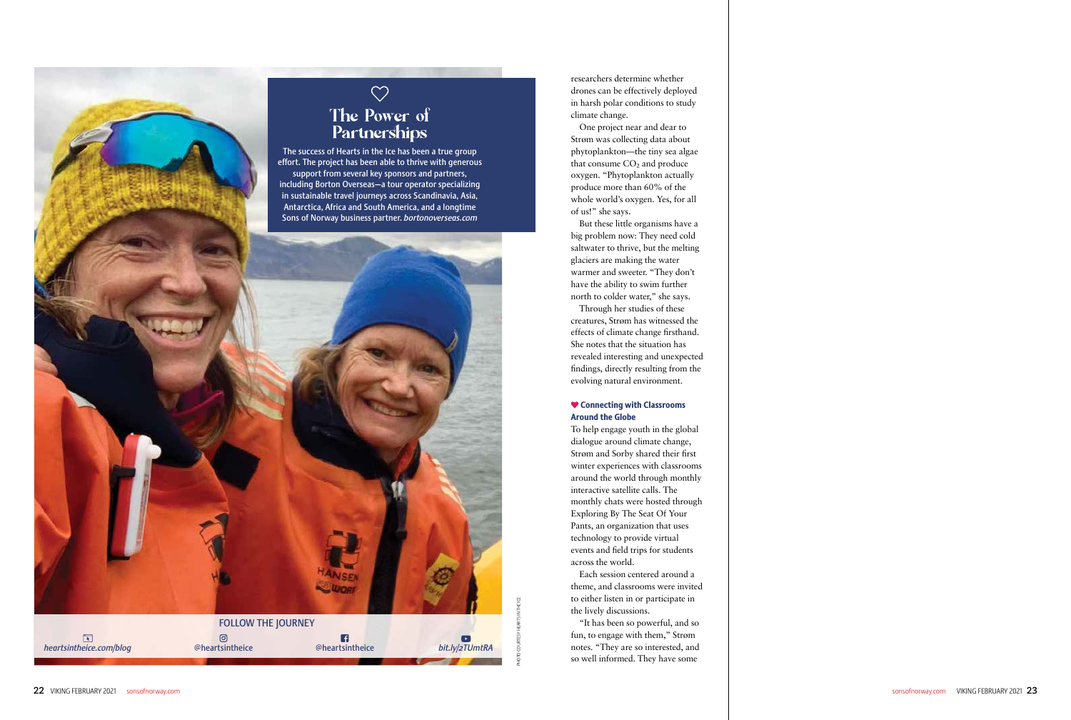## The Power of Partnerships

The success of Hearts in the Ice has been a true group effort. The project has been able to thrive with generous support from several key sponsors and partners, including Borton Overseas—a tour operator specializing in sustainable travel journeys across Scandinavia, Asia, Antarctica, Africa and South America, and a longtime Sons of Norway business partner. *bortonoverseas.com*

**FOLLOW THE JOURNEY**

*heartsintheice.com/blog* @heartsintheice @heartsintheice *bit.ly/2TUmtRA*

PHOTO COURTESY HEARTS IN THE ICE

researchers determine whether drones can be effectively deployed in harsh polar conditions to study climate change.

One project near and dear to Strøm was collecting data about phytoplankton—the tiny sea algae that consume $CO_2$ and produce oxygen. "Phytoplankton actually produce more than 60% of the whole world's oxygen. Yes, for all of us!" she says.

But these little organisms have a big problem now: They need cold saltwater to thrive, but the melting glaciers are making the water warmer and sweeter. "They don't have the ability to swim further north to colder water," she says.

Through her studies of these creatures, Strøm has witnessed the effects of climate change firsthand. She notes that the situation has revealed interesting and unexpected findings, directly resulting from the evolving natural environment.

### Connecting with Classrooms Around the Globe

To help engage youth in the global dialogue around climate change, Strøm and Sorby shared their first winter experiences with classrooms around the world through monthly interactive satellite calls. The monthly chats were hosted through Exploring By The Seat Of Your Pants, an organization that uses technology to provide virtual events and field trips for students across the world.

Each session centered around a theme, and classrooms were invited to either listen in or participate in the lively discussions.

"It has been so powerful, and so fun, to engage with them," Strøm notes. "They are so interested, and so well informed. They have some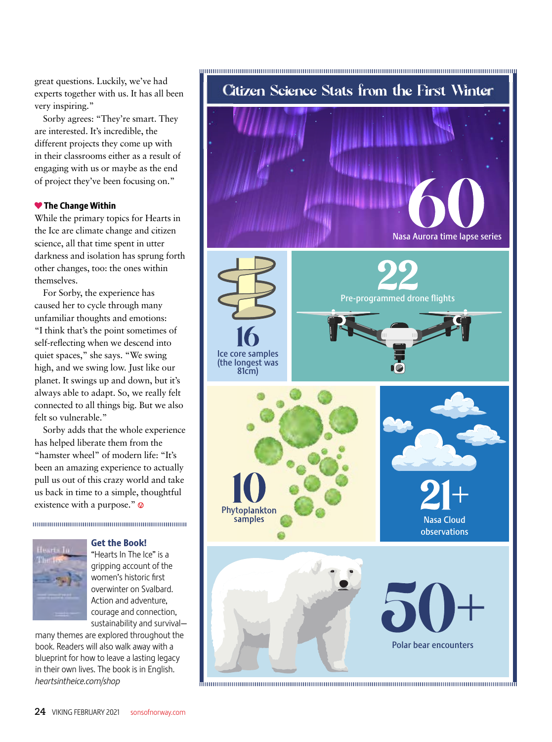great questions. Luckily, we've had experts together with us. It has all been very inspiring."

Sorby agrees: "They're smart. They are interested. It's incredible, the different projects they come up with in their classrooms either as a result of engaging with us or maybe as the end of project they've been focusing on."

### The Change Within

While the primary topics for Hearts in the Ice are climate change and citizen science, all that time spent in utter darkness and isolation has sprung forth other changes, too: the ones within themselves.

For Sorby, the experience has caused her to cycle through many unfamiliar thoughts and emotions: "I think that's the point sometimes of self-reflecting when we descend into quiet spaces," she says. "We swing high, and we swing low. Just like our planet. It swings up and down, but it's always able to adapt. So, we really felt connected to all things big. But we also felt so vulnerable."

Sorby adds that the whole experience has helped liberate them from the "hamster wheel" of modern life: "It's been an amazing experience to actually pull us out of this crazy world and take us back in time to a simple, thoughtful existence with a purpose."

### Get the Book!

"Hearts In The Ice" is a gripping account of the women's historic first overwinter on Svalbard. Action and adventure, courage and connection, sustainability and survival—many themes are explored throughout the book. Readers will also walk away with a blueprint for how to leave a lasting legacy in their own lives. The book is in English.

*heartsintheice.com/shop*

## Citizen Science Stats from the First Winter

**60** Nasa Aurora time lapse series

**16** Ice core samples (the longest was 81cm)

**22** Pre-programmed drone flights

**10** Phytoplankton samples

**21+** Nasa Cloud observations

**50+** Polar bear encounters